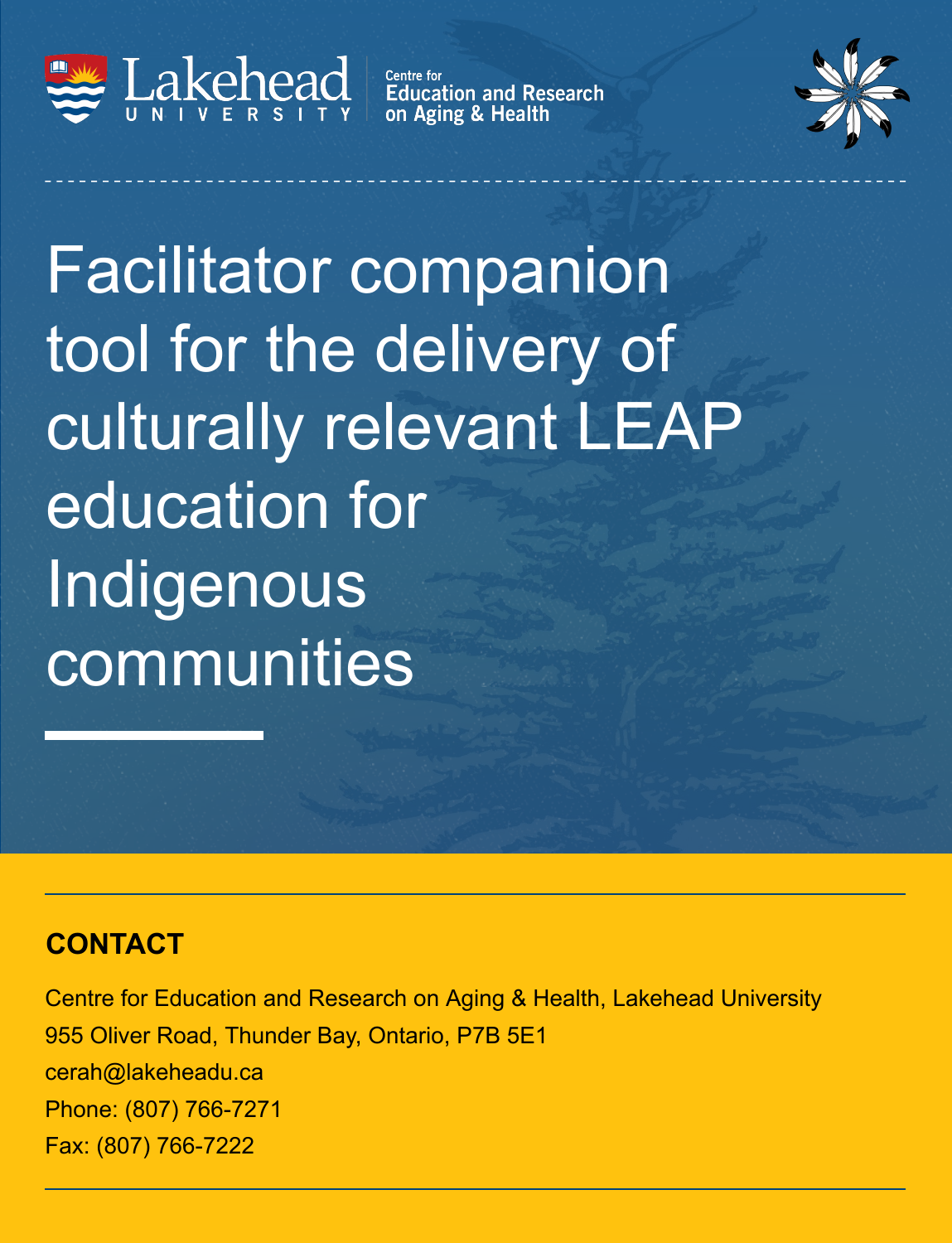Lakehead UNIVERSITY

Centre for Education and Research on Aging & Health

# Facilitator companion tool for the delivery of culturally relevant LEAP education for Indigenous communities

## CONTACT

Centre for Education and Research on Aging & Health, Lakehead University
955 Oliver Road, Thunder Bay, Ontario, P7B 5E1
cerah@lakeheadu.ca
Phone: (807) 766-7271
Fax: (807) 766-7222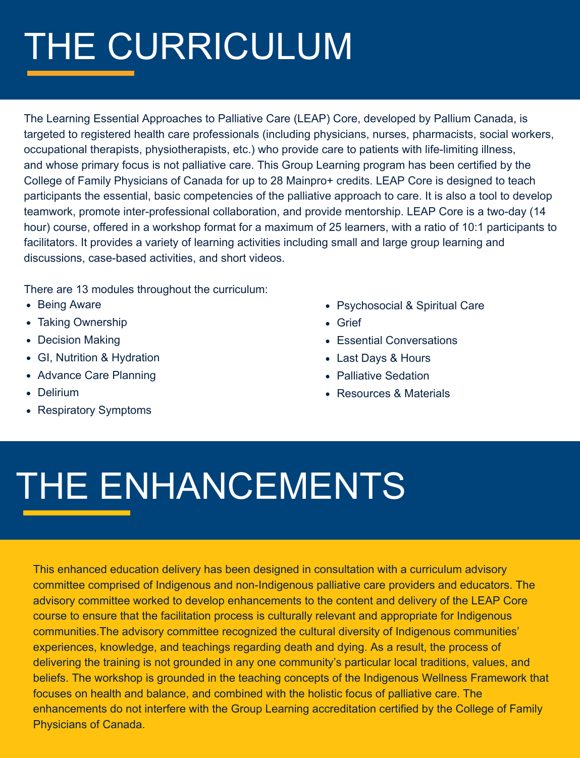# THE CURRICULUM

The Learning Essential Approaches to Palliative Care (LEAP) Core, developed by Pallium Canada, is targeted to registered health care professionals (including physicians, nurses, pharmacists, social workers, occupational therapists, physiotherapists, etc.) who provide care to patients with life-limiting illness, and whose primary focus is not palliative care. This Group Learning program has been certified by the College of Family Physicians of Canada for up to 28 Mainpro+ credits. LEAP Core is designed to teach participants the essential, basic competencies of the palliative approach to care. It is also a tool to develop teamwork, promote inter-professional collaboration, and provide mentorship. LEAP Core is a two-day (14 hour) course, offered in a workshop format for a maximum of 25 learners, with a ratio of 10:1 participants to facilitators. It provides a variety of learning activities including small and large group learning and discussions, case-based activities, and short videos.

There are 13 modules throughout the curriculum:

- Being Aware
- Taking Ownership
- Decision Making
- GI, Nutrition & Hydration
- Advance Care Planning
- Delirium
- Respiratory Symptoms
- Psychosocial & Spiritual Care
- Grief
- Essential Conversations
- Last Days & Hours
- Palliative Sedation
- Resources & Materials

# THE ENHANCEMENTS

This enhanced education delivery has been designed in consultation with a curriculum advisory committee comprised of Indigenous and non-Indigenous palliative care providers and educators. The advisory committee worked to develop enhancements to the content and delivery of the LEAP Core course to ensure that the facilitation process is culturally relevant and appropriate for Indigenous communities.The advisory committee recognized the cultural diversity of Indigenous communities' experiences, knowledge, and teachings regarding death and dying. As a result, the process of delivering the training is not grounded in any one community's particular local traditions, values, and beliefs. The workshop is grounded in the teaching concepts of the Indigenous Wellness Framework that focuses on health and balance, and combined with the holistic focus of palliative care. The enhancements do not interfere with the Group Learning accreditation certified by the College of Family Physicians of Canada.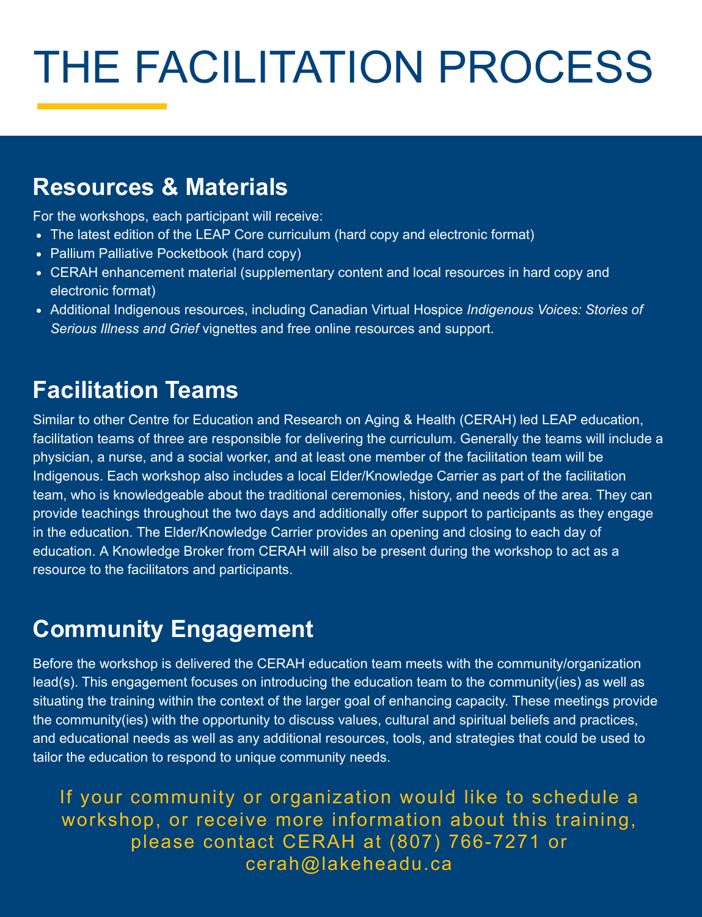# THE FACILITATION PROCESS

## Resources & Materials

For the workshops, each participant will receive:

- The latest edition of the LEAP Core curriculum (hard copy and electronic format)
- Pallium Palliative Pocketbook (hard copy)
- CERAH enhancement material (supplementary content and local resources in hard copy and electronic format)
- Additional Indigenous resources, including Canadian Virtual Hospice *Indigenous Voices: Stories of Serious Illness and Grief* vignettes and free online resources and support.

## Facilitation Teams

Similar to other Centre for Education and Research on Aging & Health (CERAH) led LEAP education, facilitation teams of three are responsible for delivering the curriculum. Generally the teams will include a physician, a nurse, and a social worker, and at least one member of the facilitation team will be Indigenous. Each workshop also includes a local Elder/Knowledge Carrier as part of the facilitation team, who is knowledgeable about the traditional ceremonies, history, and needs of the area. They can provide teachings throughout the two days and additionally offer support to participants as they engage in the education. The Elder/Knowledge Carrier provides an opening and closing to each day of education. A Knowledge Broker from CERAH will also be present during the workshop to act as a resource to the facilitators and participants.

## Community Engagement

Before the workshop is delivered the CERAH education team meets with the community/organization lead(s). This engagement focuses on introducing the education team to the community(ies) as well as situating the training within the context of the larger goal of enhancing capacity. These meetings provide the community(ies) with the opportunity to discuss values, cultural and spiritual beliefs and practices, and educational needs as well as any additional resources, tools, and strategies that could be used to tailor the education to respond to unique community needs.

If your community or organization would like to schedule a workshop, or receive more information about this training, please contact CERAH at (807) 766-7271 or cerah@lakeheadu.ca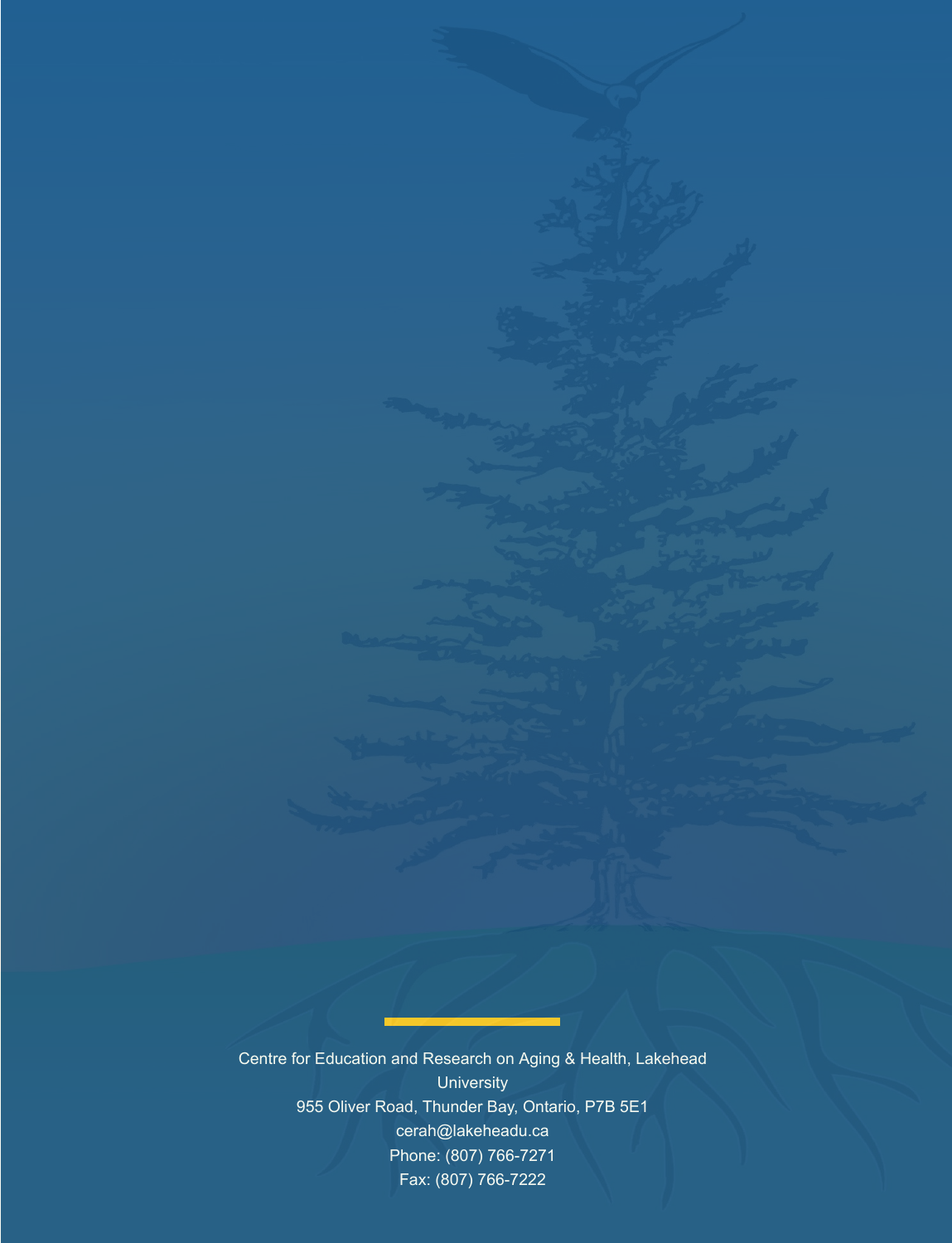Centre for Education and Research on Aging & Health, Lakehead University

955 Oliver Road, Thunder Bay, Ontario, P7B 5E1

cerah@lakeheadu.ca

Phone: (807) 766-7271

Fax: (807) 766-7222